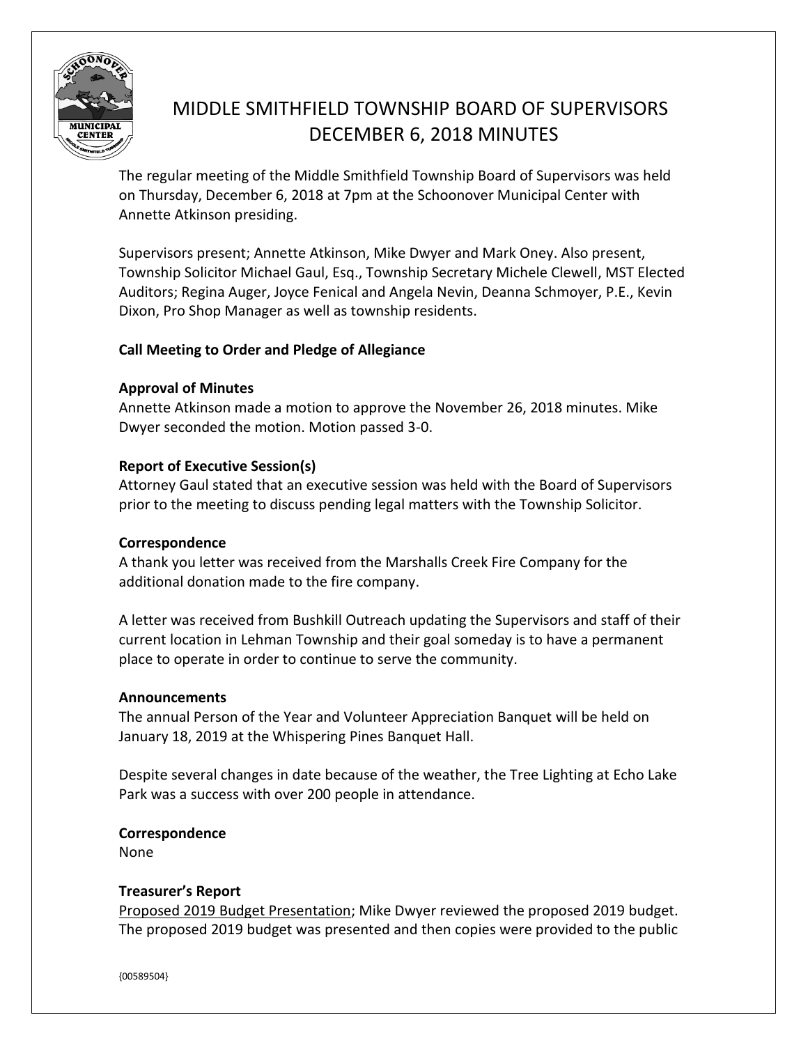# MIDDLE SMITHFIELD TOWNSHIP BOARD OF SUPERVISORS DECEMBER 6, 2018 MINUTES

The regular meeting of the Middle Smithfield Township Board of Supervisors was held on Thursday, December 6, 2018 at 7pm at the Schoonover Municipal Center with Annette Atkinson presiding.

Supervisors present; Annette Atkinson, Mike Dwyer and Mark Oney. Also present, Township Solicitor Michael Gaul, Esq., Township Secretary Michele Clewell, MST Elected Auditors; Regina Auger, Joyce Fenical and Angela Nevin, Deanna Schmoyer, P.E., Kevin Dixon, Pro Shop Manager as well as township residents.

**Call Meeting to Order and Pledge of Allegiance**

**Approval of Minutes**

Annette Atkinson made a motion to approve the November 26, 2018 minutes. Mike Dwyer seconded the motion. Motion passed 3-0.

**Report of Executive Session(s)**

Attorney Gaul stated that an executive session was held with the Board of Supervisors prior to the meeting to discuss pending legal matters with the Township Solicitor.

**Correspondence**

A thank you letter was received from the Marshalls Creek Fire Company for the additional donation made to the fire company.

A letter was received from Bushkill Outreach updating the Supervisors and staff of their current location in Lehman Township and their goal someday is to have a permanent place to operate in order to continue to serve the community.

**Announcements**

The annual Person of the Year and Volunteer Appreciation Banquet will be held on January 18, 2019 at the Whispering Pines Banquet Hall.

Despite several changes in date because of the weather, the Tree Lighting at Echo Lake Park was a success with over 200 people in attendance.

**Correspondence**

None

**Treasurer's Report**

Proposed 2019 Budget Presentation; Mike Dwyer reviewed the proposed 2019 budget. The proposed 2019 budget was presented and then copies were provided to the public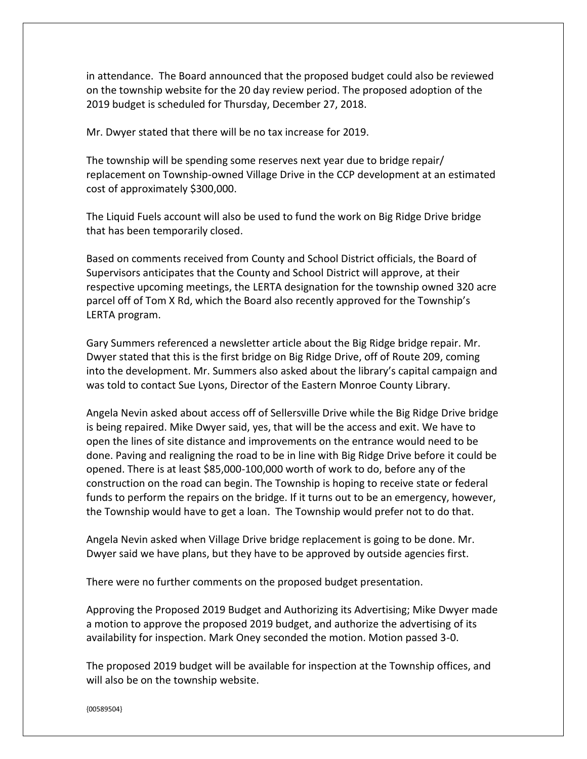in attendance. The Board announced that the proposed budget could also be reviewed on the township website for the 20 day review period. The proposed adoption of the 2019 budget is scheduled for Thursday, December 27, 2018.

Mr. Dwyer stated that there will be no tax increase for 2019.

The township will be spending some reserves next year due to bridge repair/ replacement on Township-owned Village Drive in the CCP development at an estimated cost of approximately $300,000.

The Liquid Fuels account will also be used to fund the work on Big Ridge Drive bridge that has been temporarily closed.

Based on comments received from County and School District officials, the Board of Supervisors anticipates that the County and School District will approve, at their respective upcoming meetings, the LERTA designation for the township owned 320 acre parcel off of Tom X Rd, which the Board also recently approved for the Township's LERTA program.

Gary Summers referenced a newsletter article about the Big Ridge bridge repair. Mr. Dwyer stated that this is the first bridge on Big Ridge Drive, off of Route 209, coming into the development. Mr. Summers also asked about the library's capital campaign and was told to contact Sue Lyons, Director of the Eastern Monroe County Library.

Angela Nevin asked about access off of Sellersville Drive while the Big Ridge Drive bridge is being repaired. Mike Dwyer said, yes, that will be the access and exit. We have to open the lines of site distance and improvements on the entrance would need to be done. Paving and realigning the road to be in line with Big Ridge Drive before it could be opened. There is at least $85,000-100,000 worth of work to do, before any of the construction on the road can begin. The Township is hoping to receive state or federal funds to perform the repairs on the bridge. If it turns out to be an emergency, however, the Township would have to get a loan. The Township would prefer not to do that.

Angela Nevin asked when Village Drive bridge replacement is going to be done. Mr. Dwyer said we have plans, but they have to be approved by outside agencies first.

There were no further comments on the proposed budget presentation.

Approving the Proposed 2019 Budget and Authorizing its Advertising; Mike Dwyer made a motion to approve the proposed 2019 budget, and authorize the advertising of its availability for inspection. Mark Oney seconded the motion. Motion passed 3-0.

The proposed 2019 budget will be available for inspection at the Township offices, and will also be on the township website.

{00589504}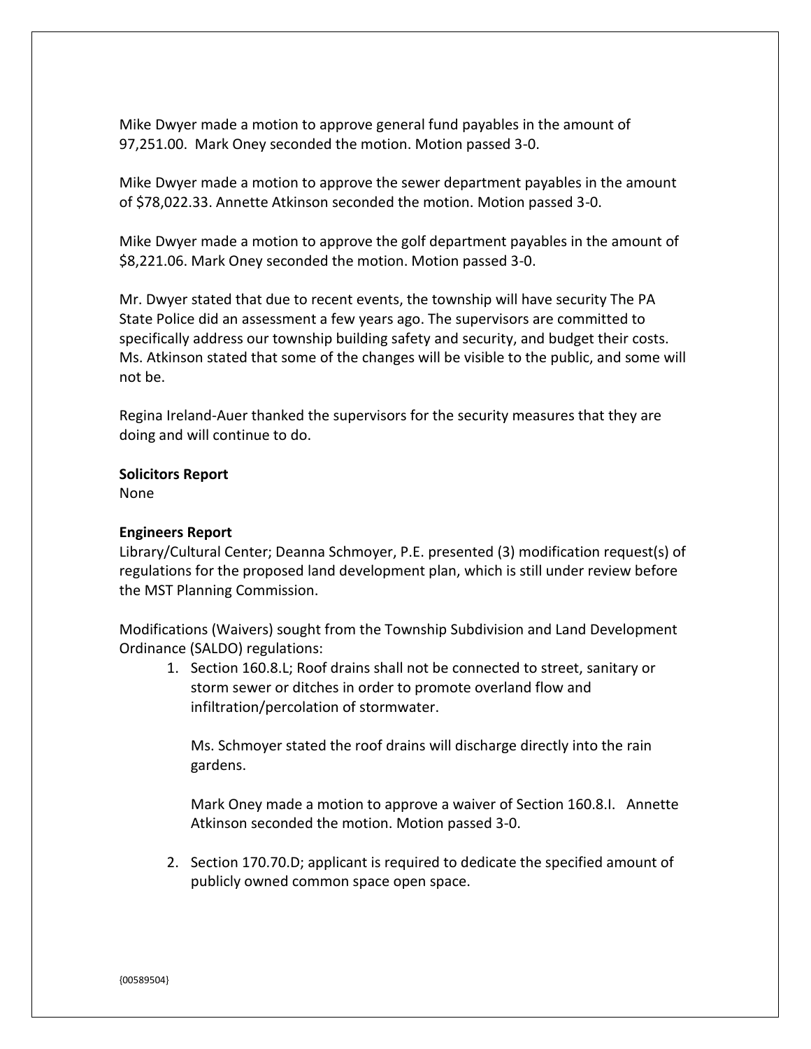Mike Dwyer made a motion to approve general fund payables in the amount of 97,251.00. Mark Oney seconded the motion. Motion passed 3-0.

Mike Dwyer made a motion to approve the sewer department payables in the amount of $78,022.33. Annette Atkinson seconded the motion. Motion passed 3-0.

Mike Dwyer made a motion to approve the golf department payables in the amount of $8,221.06. Mark Oney seconded the motion. Motion passed 3-0.

Mr. Dwyer stated that due to recent events, the township will have security The PA State Police did an assessment a few years ago. The supervisors are committed to specifically address our township building safety and security, and budget their costs. Ms. Atkinson stated that some of the changes will be visible to the public, and some will not be.

Regina Ireland-Auer thanked the supervisors for the security measures that they are doing and will continue to do.

**Solicitors Report**
None

**Engineers Report**
Library/Cultural Center; Deanna Schmoyer, P.E. presented (3) modification request(s) of regulations for the proposed land development plan, which is still under review before the MST Planning Commission.

Modifications (Waivers) sought from the Township Subdivision and Land Development Ordinance (SALDO) regulations:

1. Section 160.8.L; Roof drains shall not be connected to street, sanitary or storm sewer or ditches in order to promote overland flow and infiltration/percolation of stormwater.

   Ms. Schmoyer stated the roof drains will discharge directly into the rain gardens.

   Mark Oney made a motion to approve a waiver of Section 160.8.I. Annette Atkinson seconded the motion. Motion passed 3-0.

2. Section 170.70.D; applicant is required to dedicate the specified amount of publicly owned common space open space.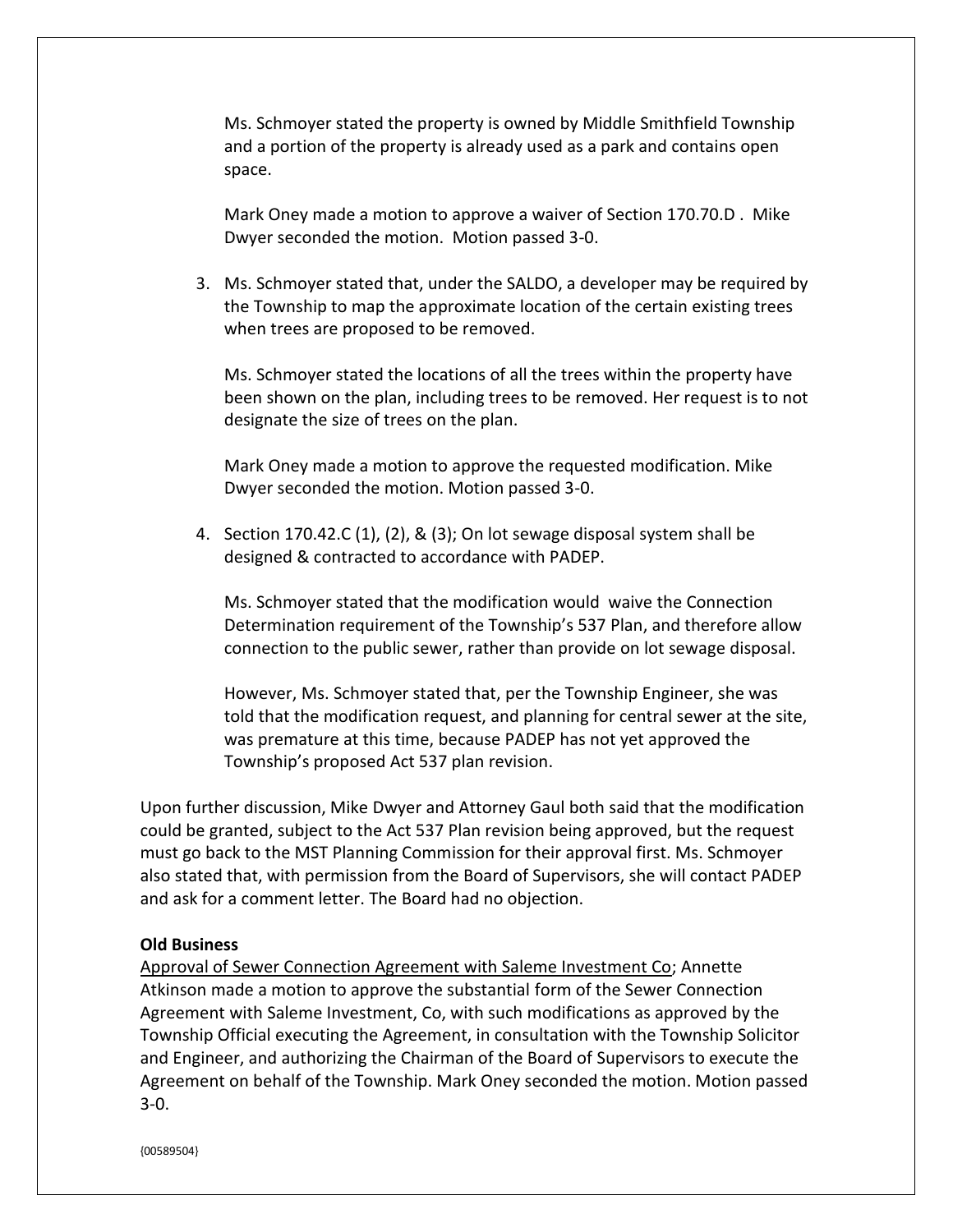Ms. Schmoyer stated the property is owned by Middle Smithfield Township and a portion of the property is already used as a park and contains open space.

Mark Oney made a motion to approve a waiver of Section 170.70.D . Mike Dwyer seconded the motion. Motion passed 3-0.

3. Ms. Schmoyer stated that, under the SALDO, a developer may be required by the Township to map the approximate location of the certain existing trees when trees are proposed to be removed.

   Ms. Schmoyer stated the locations of all the trees within the property have been shown on the plan, including trees to be removed. Her request is to not designate the size of trees on the plan.

   Mark Oney made a motion to approve the requested modification. Mike Dwyer seconded the motion. Motion passed 3-0.

4. Section 170.42.C (1), (2), & (3); On lot sewage disposal system shall be designed & contracted to accordance with PADEP.

   Ms. Schmoyer stated that the modification would waive the Connection Determination requirement of the Township's 537 Plan, and therefore allow connection to the public sewer, rather than provide on lot sewage disposal.

   However, Ms. Schmoyer stated that, per the Township Engineer, she was told that the modification request, and planning for central sewer at the site, was premature at this time, because PADEP has not yet approved the Township's proposed Act 537 plan revision.

Upon further discussion, Mike Dwyer and Attorney Gaul both said that the modification could be granted, subject to the Act 537 Plan revision being approved, but the request must go back to the MST Planning Commission for their approval first. Ms. Schmoyer also stated that, with permission from the Board of Supervisors, she will contact PADEP and ask for a comment letter. The Board had no objection.

**Old Business**

Approval of Sewer Connection Agreement with Saleme Investment Co; Annette Atkinson made a motion to approve the substantial form of the Sewer Connection Agreement with Saleme Investment, Co, with such modifications as approved by the Township Official executing the Agreement, in consultation with the Township Solicitor and Engineer, and authorizing the Chairman of the Board of Supervisors to execute the Agreement on behalf of the Township. Mark Oney seconded the motion. Motion passed 3-0.

{00589504}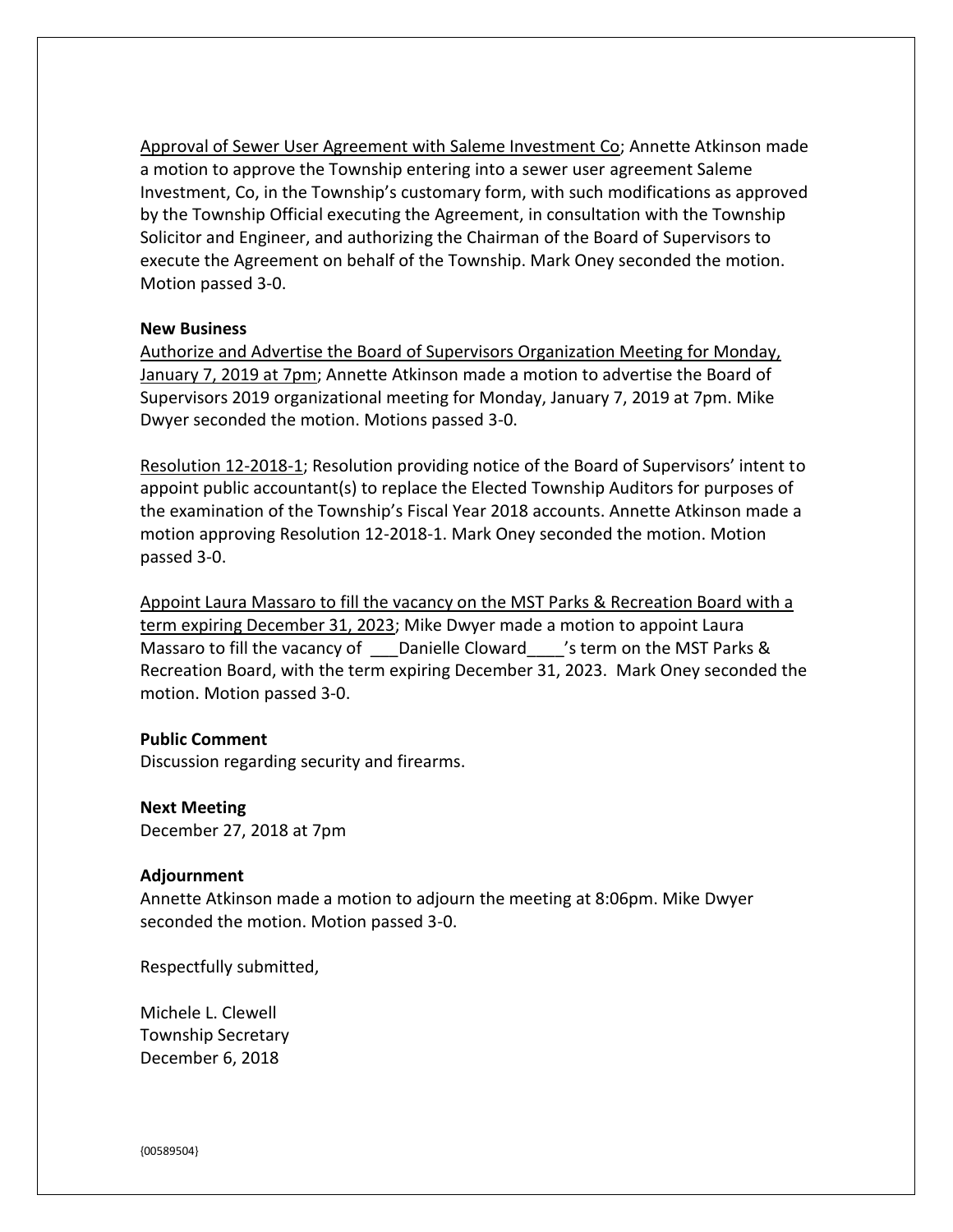Approval of Sewer User Agreement with Saleme Investment Co; Annette Atkinson made a motion to approve the Township entering into a sewer user agreement Saleme Investment, Co, in the Township's customary form, with such modifications as approved by the Township Official executing the Agreement, in consultation with the Township Solicitor and Engineer, and authorizing the Chairman of the Board of Supervisors to execute the Agreement on behalf of the Township. Mark Oney seconded the motion. Motion passed 3-0.

**New Business**

Authorize and Advertise the Board of Supervisors Organization Meeting for Monday, January 7, 2019 at 7pm; Annette Atkinson made a motion to advertise the Board of Supervisors 2019 organizational meeting for Monday, January 7, 2019 at 7pm. Mike Dwyer seconded the motion. Motions passed 3-0.

Resolution 12-2018-1; Resolution providing notice of the Board of Supervisors' intent to appoint public accountant(s) to replace the Elected Township Auditors for purposes of the examination of the Township's Fiscal Year 2018 accounts. Annette Atkinson made a motion approving Resolution 12-2018-1. Mark Oney seconded the motion. Motion passed 3-0.

Appoint Laura Massaro to fill the vacancy on the MST Parks & Recreation Board with a term expiring December 31, 2023; Mike Dwyer made a motion to appoint Laura Massaro to fill the vacancy of ___Danielle Cloward____'s term on the MST Parks & Recreation Board, with the term expiring December 31, 2023. Mark Oney seconded the motion. Motion passed 3-0.

**Public Comment**

Discussion regarding security and firearms.

**Next Meeting**

December 27, 2018 at 7pm

**Adjournment**

Annette Atkinson made a motion to adjourn the meeting at 8:06pm. Mike Dwyer seconded the motion. Motion passed 3-0.

Respectfully submitted,

Michele L. Clewell
Township Secretary
December 6, 2018

{00589504}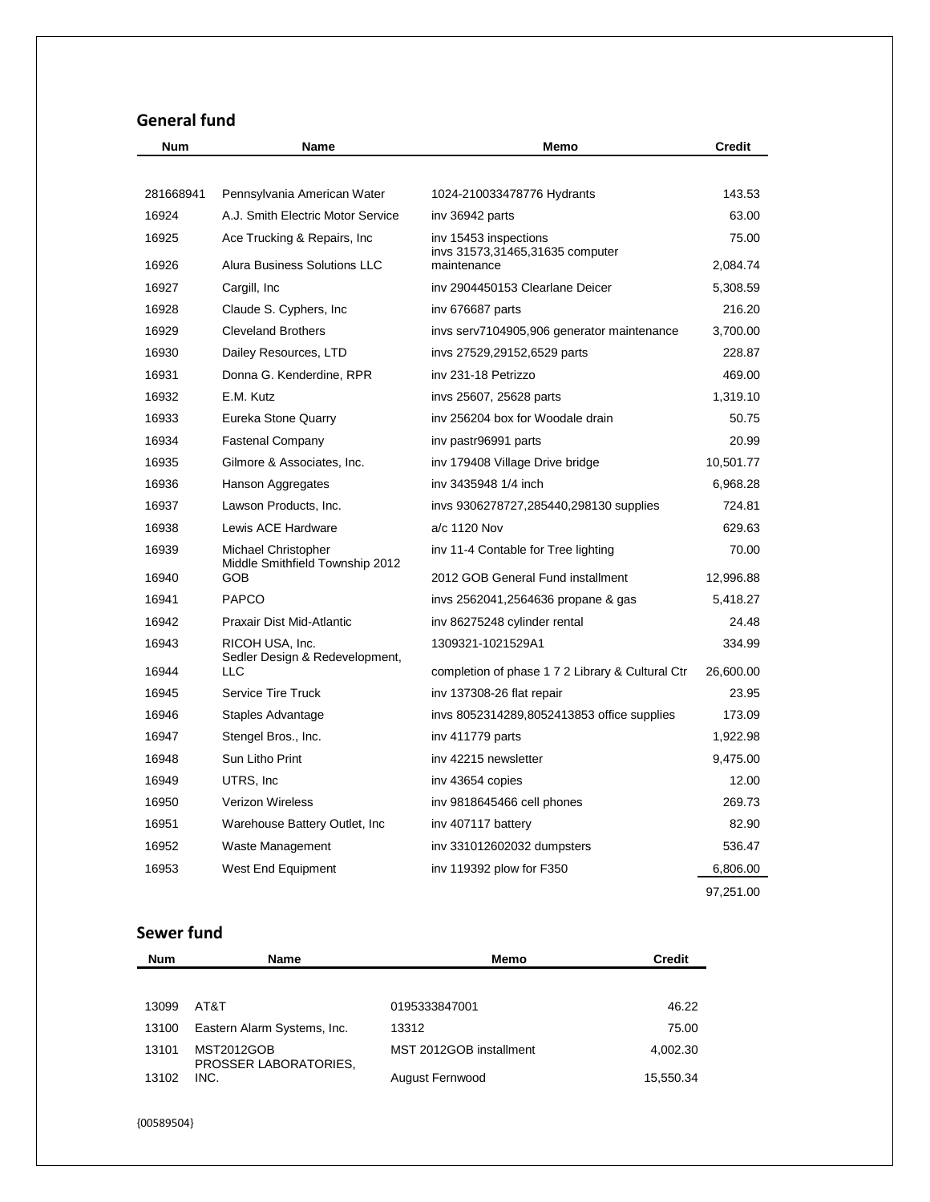## General fund

| Num | Name | Memo | Credit |
|---|---|---|---|
| 281668941 | Pennsylvania American Water | 1024-210033478776 Hydrants | 143.53 |
| 16924 | A.J. Smith Electric Motor Service | inv 36942 parts | 63.00 |
| 16925 | Ace Trucking & Repairs, Inc | inv 15453 inspections | 75.00 |
| 16926 | Alura Business Solutions LLC | invs 31573,31465,31635 computer maintenance | 2,084.74 |
| 16927 | Cargill, Inc | inv 2904450153 Clearlane Deicer | 5,308.59 |
| 16928 | Claude S. Cyphers, Inc | inv 676687 parts | 216.20 |
| 16929 | Cleveland Brothers | invs serv7104905,906 generator maintenance | 3,700.00 |
| 16930 | Dailey Resources, LTD | invs 27529,29152,6529 parts | 228.87 |
| 16931 | Donna G. Kenderdine, RPR | inv 231-18 Petrizzo | 469.00 |
| 16932 | E.M. Kutz | invs 25607, 25628 parts | 1,319.10 |
| 16933 | Eureka Stone Quarry | inv 256204 box for Woodale drain | 50.75 |
| 16934 | Fastenal Company | inv pastr96991 parts | 20.99 |
| 16935 | Gilmore & Associates, Inc. | inv 179408 Village Drive bridge | 10,501.77 |
| 16936 | Hanson Aggregates | inv 3435948 1/4 inch | 6,968.28 |
| 16937 | Lawson Products, Inc. | invs 9306278727,285440,298130 supplies | 724.81 |
| 16938 | Lewis ACE Hardware | a/c 1120 Nov | 629.63 |
| 16939 | Michael Christopher | inv 11-4 Contable for Tree lighting | 70.00 |
| 16940 | Middle Smithfield Township 2012 GOB | 2012 GOB General Fund installment | 12,996.88 |
| 16941 | PAPCO | invs 2562041,2564636 propane & gas | 5,418.27 |
| 16942 | Praxair Dist Mid-Atlantic | inv 86275248 cylinder rental | 24.48 |
| 16943 | RICOH USA, Inc. | 1309321-1021529A1 | 334.99 |
| 16944 | Sedler Design & Redevelopment, LLC | completion of phase 1 7 2 Library & Cultural Ctr | 26,600.00 |
| 16945 | Service Tire Truck | inv 137308-26 flat repair | 23.95 |
| 16946 | Staples Advantage | invs 8052314289,8052413853 office supplies | 173.09 |
| 16947 | Stengel Bros., Inc. | inv 411779 parts | 1,922.98 |
| 16948 | Sun Litho Print | inv 42215 newsletter | 9,475.00 |
| 16949 | UTRS, Inc | inv 43654 copies | 12.00 |
| 16950 | Verizon Wireless | inv 9818645466 cell phones | 269.73 |
| 16951 | Warehouse Battery Outlet, Inc | inv 407117 battery | 82.90 |
| 16952 | Waste Management | inv 331012602032 dumpsters | 536.47 |
| 16953 | West End Equipment | inv 119392 plow for F350 | 6,806.00 |
| | | | 97,251.00 |

## Sewer fund

| Num | Name | Memo | Credit |
|---|---|---|---|
| 13099 | AT&T | 0195333847001 | 46.22 |
| 13100 | Eastern Alarm Systems, Inc. | 13312 | 75.00 |
| 13101 | MST2012GOB | MST 2012GOB installment | 4,002.30 |
| 13102 | PROSSER LABORATORIES, INC. | August Fernwood | 15,550.34 |

{00589504}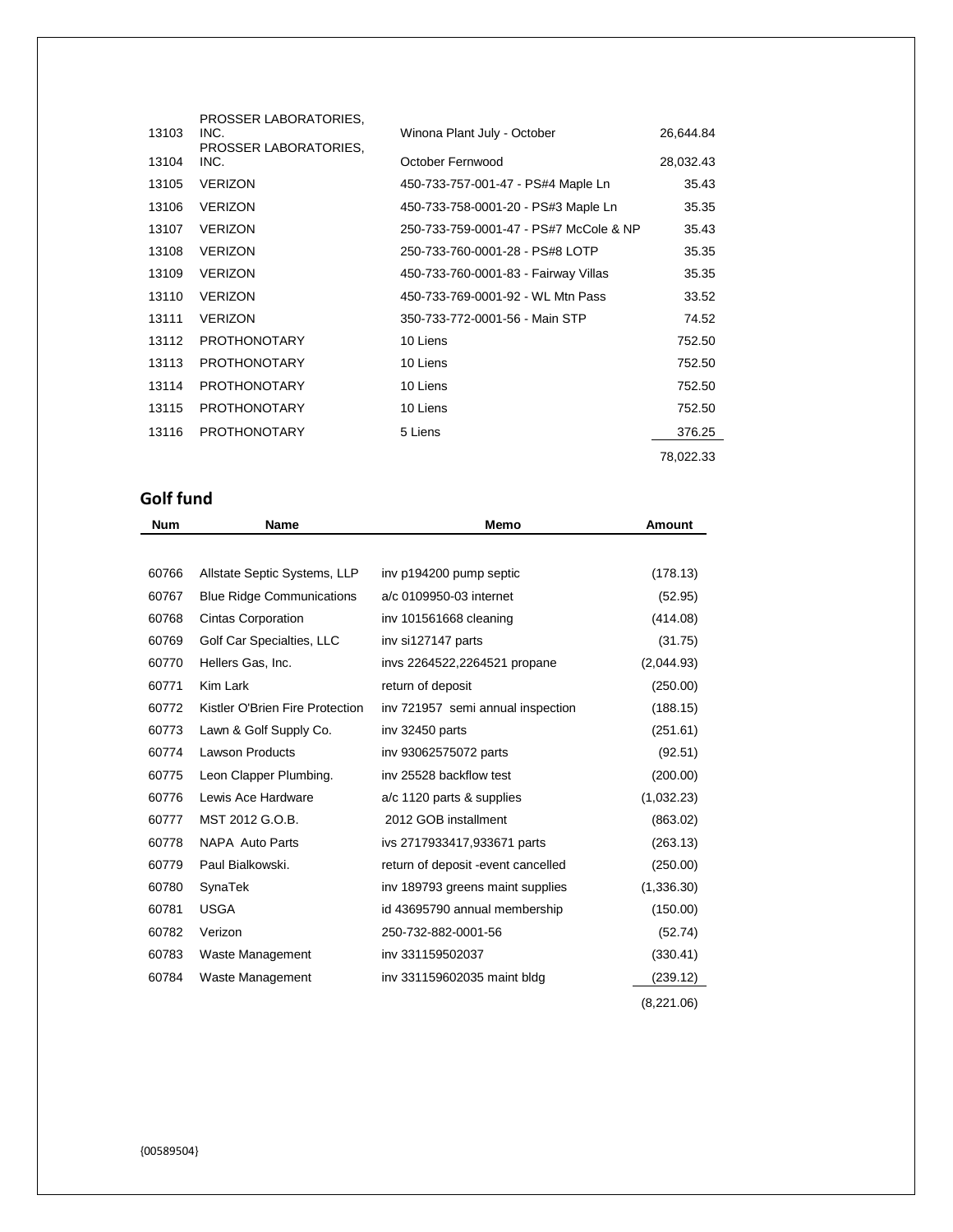| | | | |
|---|---|---|---|
| 13103 | PROSSER LABORATORIES, INC. | Winona Plant July - October | 26,644.84 |
| 13104 | PROSSER LABORATORIES, INC. | October Fernwood | 28,032.43 |
| 13105 | VERIZON | 450-733-757-001-47 - PS#4 Maple Ln | 35.43 |
| 13106 | VERIZON | 450-733-758-0001-20 - PS#3 Maple Ln | 35.35 |
| 13107 | VERIZON | 250-733-759-0001-47 - PS#7 McCole & NP | 35.43 |
| 13108 | VERIZON | 250-733-760-0001-28 - PS#8 LOTP | 35.35 |
| 13109 | VERIZON | 450-733-760-0001-83 - Fairway Villas | 35.35 |
| 13110 | VERIZON | 450-733-769-0001-92 - WL Mtn Pass | 33.52 |
| 13111 | VERIZON | 350-733-772-0001-56 - Main STP | 74.52 |
| 13112 | PROTHONOTARY | 10 Liens | 752.50 |
| 13113 | PROTHONOTARY | 10 Liens | 752.50 |
| 13114 | PROTHONOTARY | 10 Liens | 752.50 |
| 13115 | PROTHONOTARY | 10 Liens | 752.50 |
| 13116 | PROTHONOTARY | 5 Liens | 376.25 |
| | | | 78,022.33 |

## Golf fund

| Num | Name | Memo | Amount |
|---|---|---|---|
| 60766 | Allstate Septic Systems, LLP | inv p194200 pump septic | (178.13) |
| 60767 | Blue Ridge Communications | a/c 0109950-03 internet | (52.95) |
| 60768 | Cintas Corporation | inv 101561668 cleaning | (414.08) |
| 60769 | Golf Car Specialties, LLC | inv si127147 parts | (31.75) |
| 60770 | Hellers Gas, Inc. | invs 2264522,2264521 propane | (2,044.93) |
| 60771 | Kim Lark | return of deposit | (250.00) |
| 60772 | Kistler O'Brien Fire Protection | inv 721957 semi annual inspection | (188.15) |
| 60773 | Lawn & Golf Supply Co. | inv 32450 parts | (251.61) |
| 60774 | Lawson Products | inv 93062575072 parts | (92.51) |
| 60775 | Leon Clapper Plumbing. | inv 25528 backflow test | (200.00) |
| 60776 | Lewis Ace Hardware | a/c 1120 parts & supplies | (1,032.23) |
| 60777 | MST 2012 G.O.B. | 2012 GOB installment | (863.02) |
| 60778 | NAPA Auto Parts | ivs 2717933417,933671 parts | (263.13) |
| 60779 | Paul Bialkowski. | return of deposit -event cancelled | (250.00) |
| 60780 | SynaTek | inv 189793 greens maint supplies | (1,336.30) |
| 60781 | USGA | id 43695790 annual membership | (150.00) |
| 60782 | Verizon | 250-732-882-0001-56 | (52.74) |
| 60783 | Waste Management | inv 331159502037 | (330.41) |
| 60784 | Waste Management | inv 331159602035 maint bldg | (239.12) |
| | | | (8,221.06) |

{00589504}